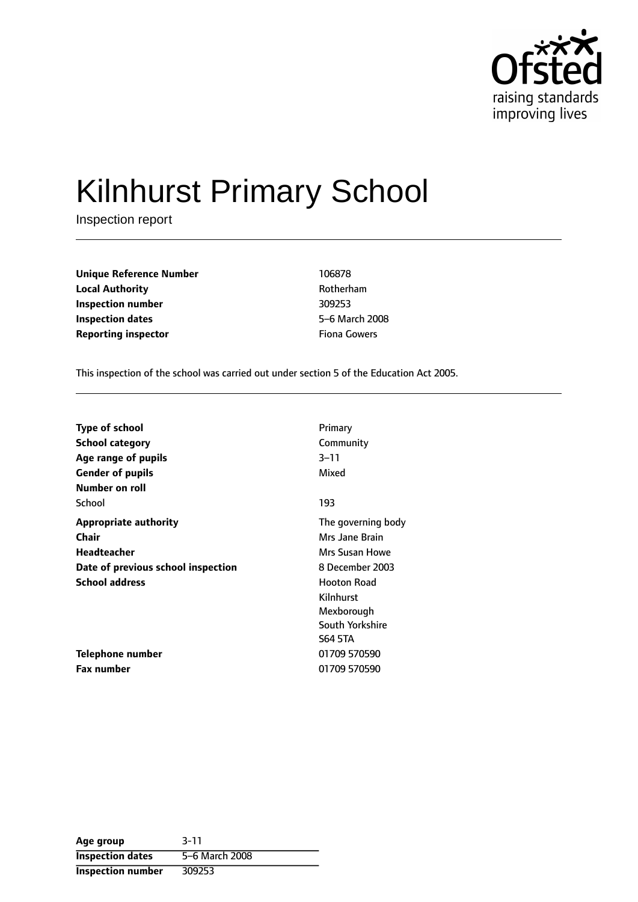# Kilnhurst Primary School

Inspection report

| | |
|---|---|
| **Unique Reference Number** | 106878 |
| **Local Authority** | Rotherham |
| **Inspection number** | 309253 |
| **Inspection dates** | 5–6 March 2008 |
| **Reporting inspector** | Fiona Gowers |

This inspection of the school was carried out under section 5 of the Education Act 2005.

| | |
|---|---|
| **Type of school** | Primary |
| **School category** | Community |
| **Age range of pupils** | 3–11 |
| **Gender of pupils** | Mixed |
| **Number on roll** | |
| School | 193 |
| **Appropriate authority** | The governing body |
| **Chair** | Mrs Jane Brain |
| **Headteacher** | Mrs Susan Howe |
| **Date of previous school inspection** | 8 December 2003 |
| **School address** | Hooton Road<br>Kilnhurst<br>Mexborough<br>South Yorkshire<br>S64 5TA |
| **Telephone number** | 01709 570590 |
| **Fax number** | 01709 570590 |

| | |
|---|---|
| **Age group** | 3-11 |
| **Inspection dates** | 5–6 March 2008 |
| **Inspection number** | 309253 |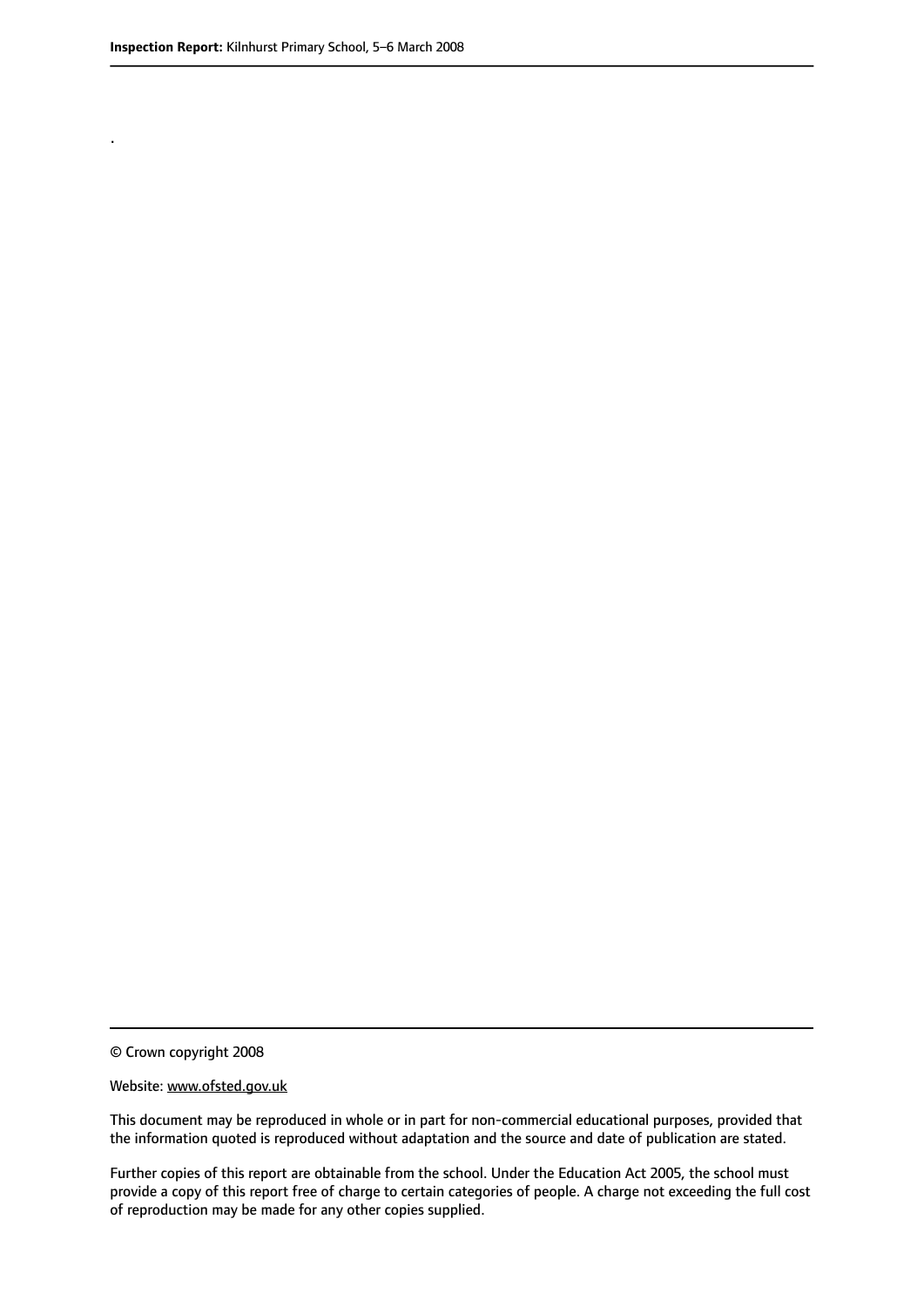.

© Crown copyright 2008

Website: www.ofsted.gov.uk

This document may be reproduced in whole or in part for non-commercial educational purposes, provided that the information quoted is reproduced without adaptation and the source and date of publication are stated.

Further copies of this report are obtainable from the school. Under the Education Act 2005, the school must provide a copy of this report free of charge to certain categories of people. A charge not exceeding the full cost of reproduction may be made for any other copies supplied.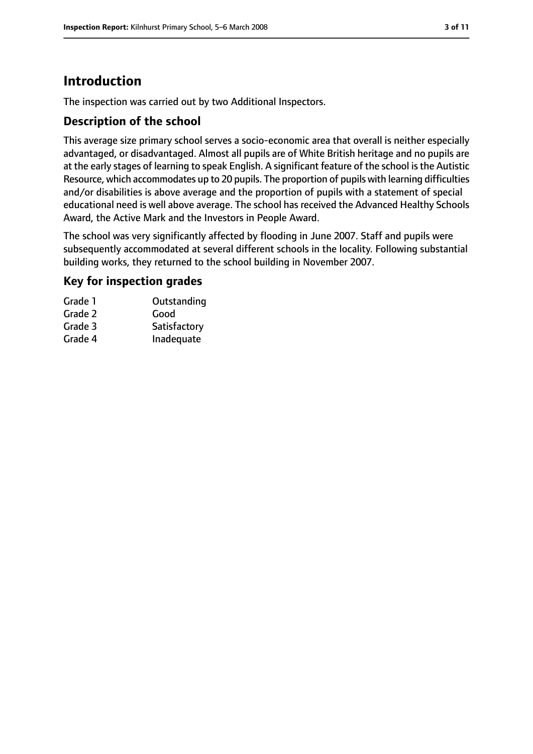# Introduction

The inspection was carried out by two Additional Inspectors.

## Description of the school

This average size primary school serves a socio-economic area that overall is neither especially advantaged, or disadvantaged. Almost all pupils are of White British heritage and no pupils are at the early stages of learning to speak English. A significant feature of the school is the Autistic Resource, which accommodates up to 20 pupils. The proportion of pupils with learning difficulties and/or disabilities is above average and the proportion of pupils with a statement of special educational need is well above average. The school has received the Advanced Healthy Schools Award, the Active Mark and the Investors in People Award.

The school was very significantly affected by flooding in June 2007. Staff and pupils were subsequently accommodated at several different schools in the locality. Following substantial building works, they returned to the school building in November 2007.

## Key for inspection grades

| | |
|---|---|
| Grade 1 | Outstanding |
| Grade 2 | Good |
| Grade 3 | Satisfactory |
| Grade 4 | Inadequate |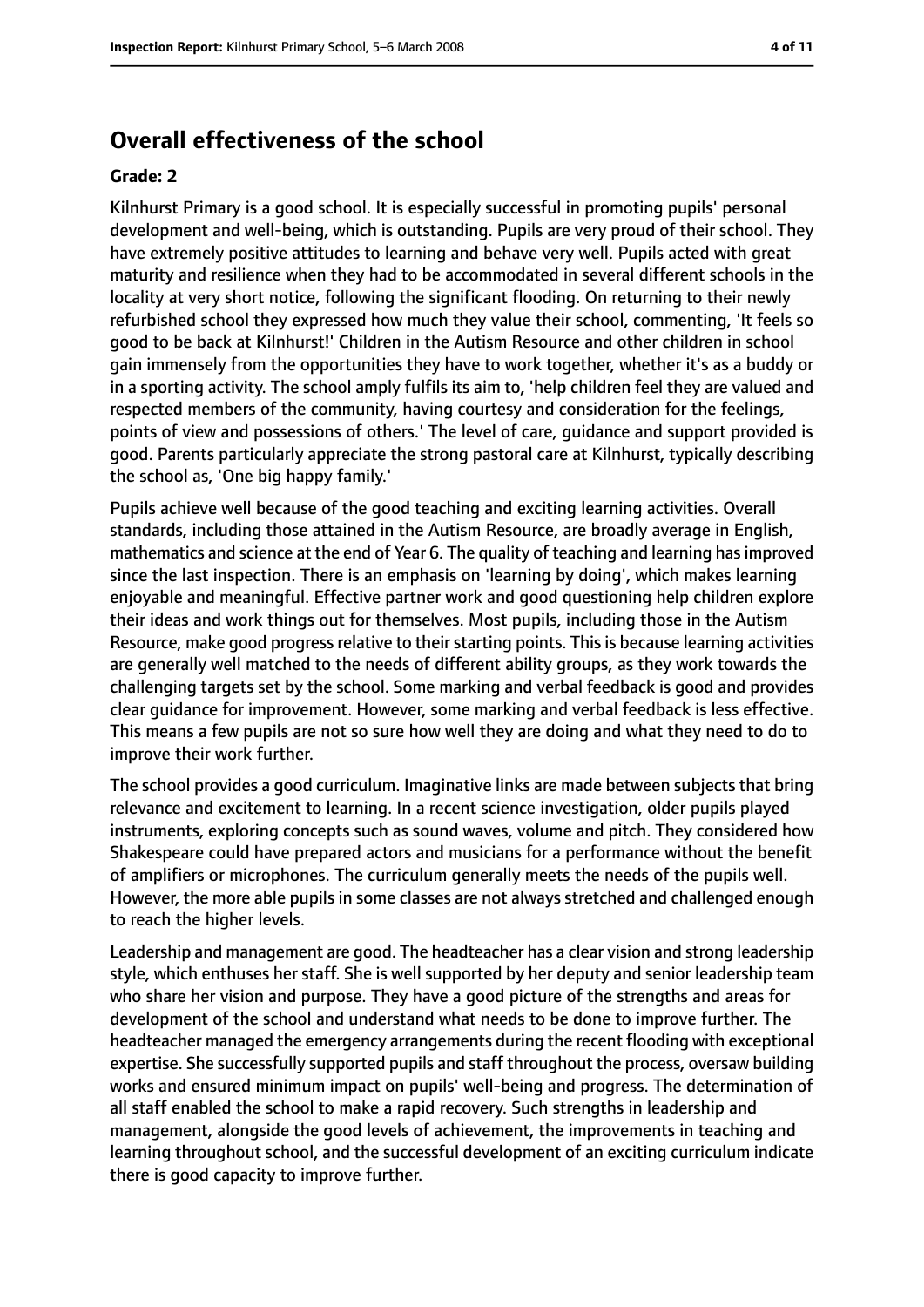## Overall effectiveness of the school

**Grade: 2**

Kilnhurst Primary is a good school. It is especially successful in promoting pupils' personal development and well-being, which is outstanding. Pupils are very proud of their school. They have extremely positive attitudes to learning and behave very well. Pupils acted with great maturity and resilience when they had to be accommodated in several different schools in the locality at very short notice, following the significant flooding. On returning to their newly refurbished school they expressed how much they value their school, commenting, 'It feels so good to be back at Kilnhurst!' Children in the Autism Resource and other children in school gain immensely from the opportunities they have to work together, whether it's as a buddy or in a sporting activity. The school amply fulfils its aim to, 'help children feel they are valued and respected members of the community, having courtesy and consideration for the feelings, points of view and possessions of others.' The level of care, guidance and support provided is good. Parents particularly appreciate the strong pastoral care at Kilnhurst, typically describing the school as, 'One big happy family.'

Pupils achieve well because of the good teaching and exciting learning activities. Overall standards, including those attained in the Autism Resource, are broadly average in English, mathematics and science at the end of Year 6. The quality of teaching and learning has improved since the last inspection. There is an emphasis on 'learning by doing', which makes learning enjoyable and meaningful. Effective partner work and good questioning help children explore their ideas and work things out for themselves. Most pupils, including those in the Autism Resource, make good progress relative to their starting points. This is because learning activities are generally well matched to the needs of different ability groups, as they work towards the challenging targets set by the school. Some marking and verbal feedback is good and provides clear guidance for improvement. However, some marking and verbal feedback is less effective. This means a few pupils are not so sure how well they are doing and what they need to do to improve their work further.

The school provides a good curriculum. Imaginative links are made between subjects that bring relevance and excitement to learning. In a recent science investigation, older pupils played instruments, exploring concepts such as sound waves, volume and pitch. They considered how Shakespeare could have prepared actors and musicians for a performance without the benefit of amplifiers or microphones. The curriculum generally meets the needs of the pupils well. However, the more able pupils in some classes are not always stretched and challenged enough to reach the higher levels.

Leadership and management are good. The headteacher has a clear vision and strong leadership style, which enthuses her staff. She is well supported by her deputy and senior leadership team who share her vision and purpose. They have a good picture of the strengths and areas for development of the school and understand what needs to be done to improve further. The headteacher managed the emergency arrangements during the recent flooding with exceptional expertise. She successfully supported pupils and staff throughout the process, oversaw building works and ensured minimum impact on pupils' well-being and progress. The determination of all staff enabled the school to make a rapid recovery. Such strengths in leadership and management, alongside the good levels of achievement, the improvements in teaching and learning throughout school, and the successful development of an exciting curriculum indicate there is good capacity to improve further.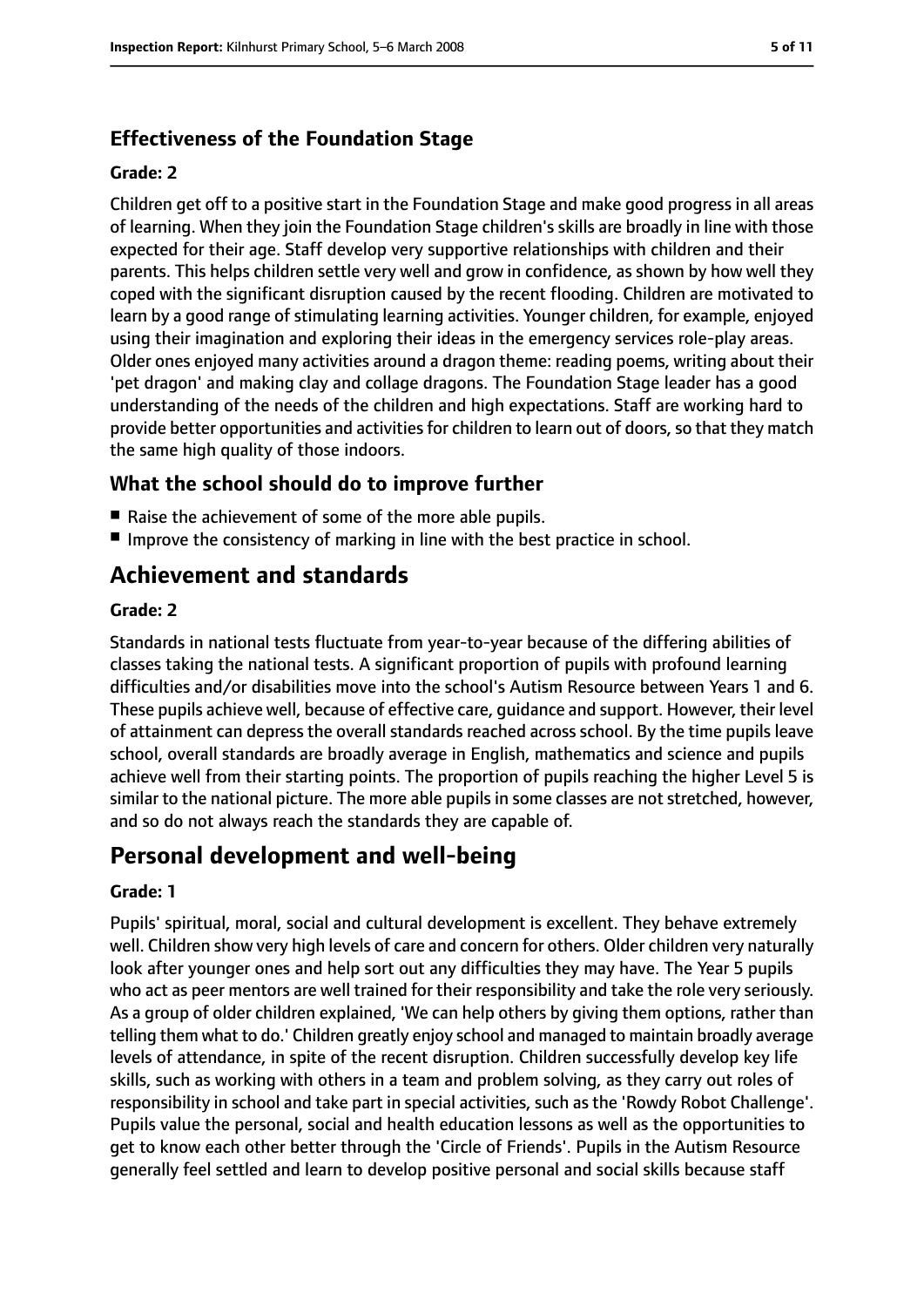### Effectiveness of the Foundation Stage

#### Grade: 2

Children get off to a positive start in the Foundation Stage and make good progress in all areas of learning. When they join the Foundation Stage children's skills are broadly in line with those expected for their age. Staff develop very supportive relationships with children and their parents. This helps children settle very well and grow in confidence, as shown by how well they coped with the significant disruption caused by the recent flooding. Children are motivated to learn by a good range of stimulating learning activities. Younger children, for example, enjoyed using their imagination and exploring their ideas in the emergency services role-play areas. Older ones enjoyed many activities around a dragon theme: reading poems, writing about their 'pet dragon' and making clay and collage dragons. The Foundation Stage leader has a good understanding of the needs of the children and high expectations. Staff are working hard to provide better opportunities and activities for children to learn out of doors, so that they match the same high quality of those indoors.

### What the school should do to improve further

- Raise the achievement of some of the more able pupils.
- Improve the consistency of marking in line with the best practice in school.

## Achievement and standards

#### Grade: 2

Standards in national tests fluctuate from year-to-year because of the differing abilities of classes taking the national tests. A significant proportion of pupils with profound learning difficulties and/or disabilities move into the school's Autism Resource between Years 1 and 6. These pupils achieve well, because of effective care, guidance and support. However, their level of attainment can depress the overall standards reached across school. By the time pupils leave school, overall standards are broadly average in English, mathematics and science and pupils achieve well from their starting points. The proportion of pupils reaching the higher Level 5 is similar to the national picture. The more able pupils in some classes are not stretched, however, and so do not always reach the standards they are capable of.

## Personal development and well-being

#### Grade: 1

Pupils' spiritual, moral, social and cultural development is excellent. They behave extremely well. Children show very high levels of care and concern for others. Older children very naturally look after younger ones and help sort out any difficulties they may have. The Year 5 pupils who act as peer mentors are well trained for their responsibility and take the role very seriously. As a group of older children explained, 'We can help others by giving them options, rather than telling them what to do.' Children greatly enjoy school and managed to maintain broadly average levels of attendance, in spite of the recent disruption. Children successfully develop key life skills, such as working with others in a team and problem solving, as they carry out roles of responsibility in school and take part in special activities, such as the 'Rowdy Robot Challenge'. Pupils value the personal, social and health education lessons as well as the opportunities to get to know each other better through the 'Circle of Friends'. Pupils in the Autism Resource generally feel settled and learn to develop positive personal and social skills because staff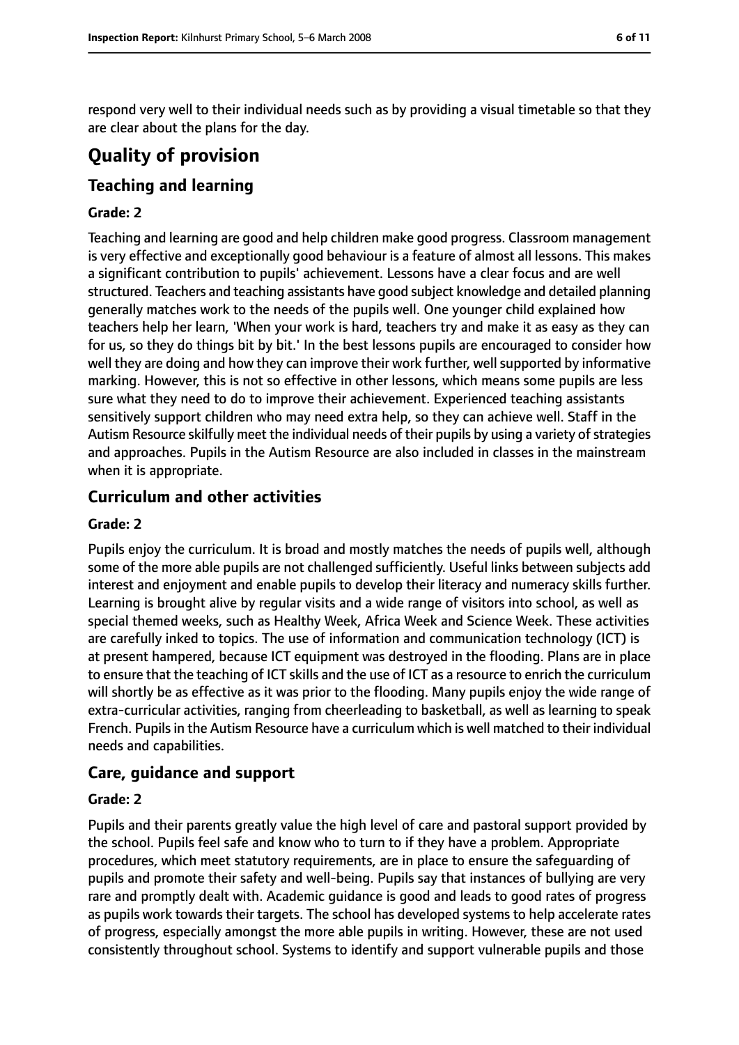respond very well to their individual needs such as by providing a visual timetable so that they are clear about the plans for the day.

# Quality of provision

## Teaching and learning

### Grade: 2

Teaching and learning are good and help children make good progress. Classroom management is very effective and exceptionally good behaviour is a feature of almost all lessons. This makes a significant contribution to pupils' achievement. Lessons have a clear focus and are well structured. Teachers and teaching assistants have good subject knowledge and detailed planning generally matches work to the needs of the pupils well. One younger child explained how teachers help her learn, 'When your work is hard, teachers try and make it as easy as they can for us, so they do things bit by bit.' In the best lessons pupils are encouraged to consider how well they are doing and how they can improve their work further, well supported by informative marking. However, this is not so effective in other lessons, which means some pupils are less sure what they need to do to improve their achievement. Experienced teaching assistants sensitively support children who may need extra help, so they can achieve well. Staff in the Autism Resource skilfully meet the individual needs of their pupils by using a variety of strategies and approaches. Pupils in the Autism Resource are also included in classes in the mainstream when it is appropriate.

## Curriculum and other activities

### Grade: 2

Pupils enjoy the curriculum. It is broad and mostly matches the needs of pupils well, although some of the more able pupils are not challenged sufficiently. Useful links between subjects add interest and enjoyment and enable pupils to develop their literacy and numeracy skills further. Learning is brought alive by regular visits and a wide range of visitors into school, as well as special themed weeks, such as Healthy Week, Africa Week and Science Week. These activities are carefully inked to topics. The use of information and communication technology (ICT) is at present hampered, because ICT equipment was destroyed in the flooding. Plans are in place to ensure that the teaching of ICT skills and the use of ICT as a resource to enrich the curriculum will shortly be as effective as it was prior to the flooding. Many pupils enjoy the wide range of extra-curricular activities, ranging from cheerleading to basketball, as well as learning to speak French. Pupils in the Autism Resource have a curriculum which is well matched to their individual needs and capabilities.

## Care, guidance and support

### Grade: 2

Pupils and their parents greatly value the high level of care and pastoral support provided by the school. Pupils feel safe and know who to turn to if they have a problem. Appropriate procedures, which meet statutory requirements, are in place to ensure the safeguarding of pupils and promote their safety and well-being. Pupils say that instances of bullying are very rare and promptly dealt with. Academic guidance is good and leads to good rates of progress as pupils work towards their targets. The school has developed systems to help accelerate rates of progress, especially amongst the more able pupils in writing. However, these are not used consistently throughout school. Systems to identify and support vulnerable pupils and those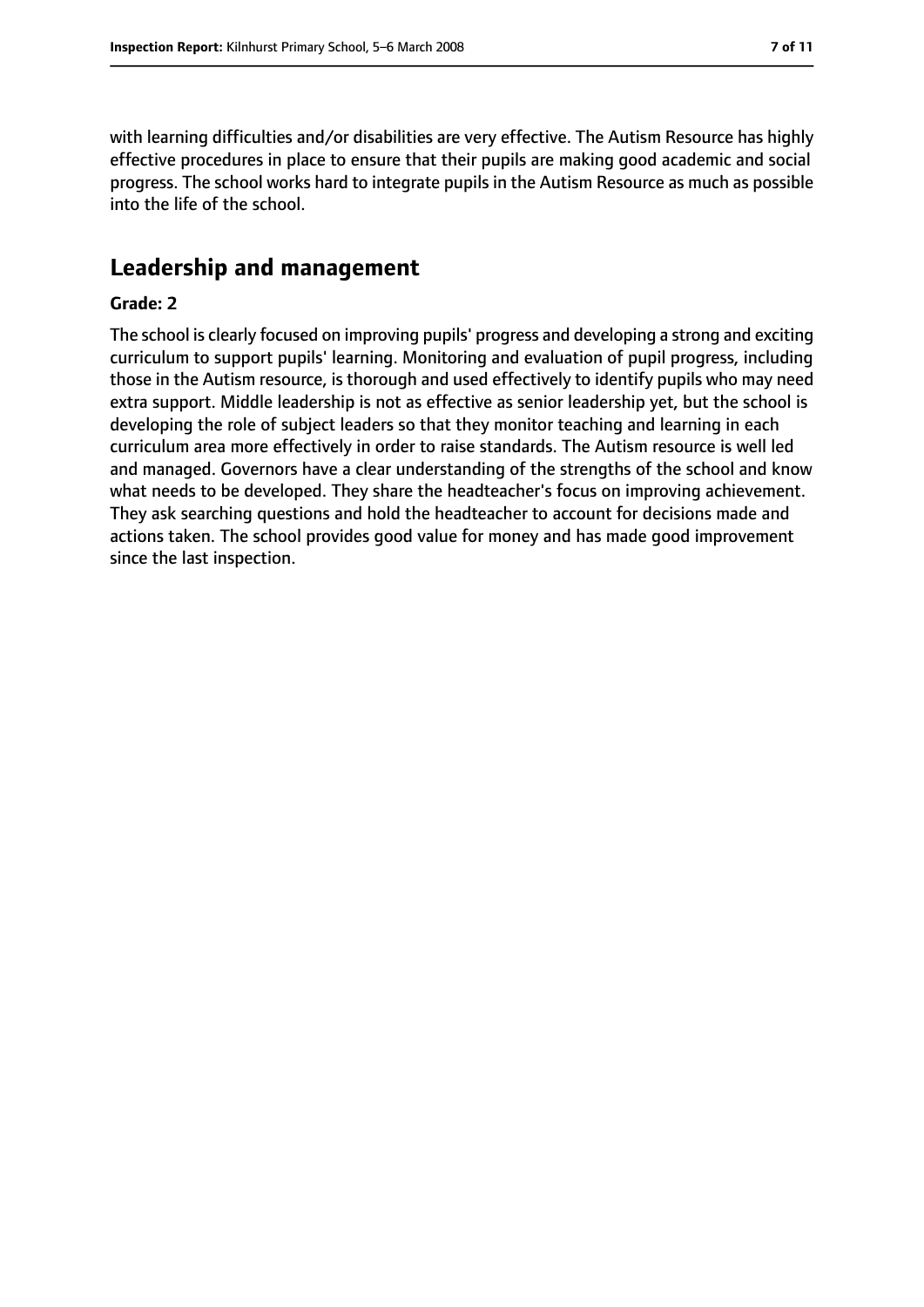with learning difficulties and/or disabilities are very effective. The Autism Resource has highly effective procedures in place to ensure that their pupils are making good academic and social progress. The school works hard to integrate pupils in the Autism Resource as much as possible into the life of the school.

## Leadership and management

**Grade: 2**

The school is clearly focused on improving pupils' progress and developing a strong and exciting curriculum to support pupils' learning. Monitoring and evaluation of pupil progress, including those in the Autism resource, is thorough and used effectively to identify pupils who may need extra support. Middle leadership is not as effective as senior leadership yet, but the school is developing the role of subject leaders so that they monitor teaching and learning in each curriculum area more effectively in order to raise standards. The Autism resource is well led and managed. Governors have a clear understanding of the strengths of the school and know what needs to be developed. They share the headteacher's focus on improving achievement. They ask searching questions and hold the headteacher to account for decisions made and actions taken. The school provides good value for money and has made good improvement since the last inspection.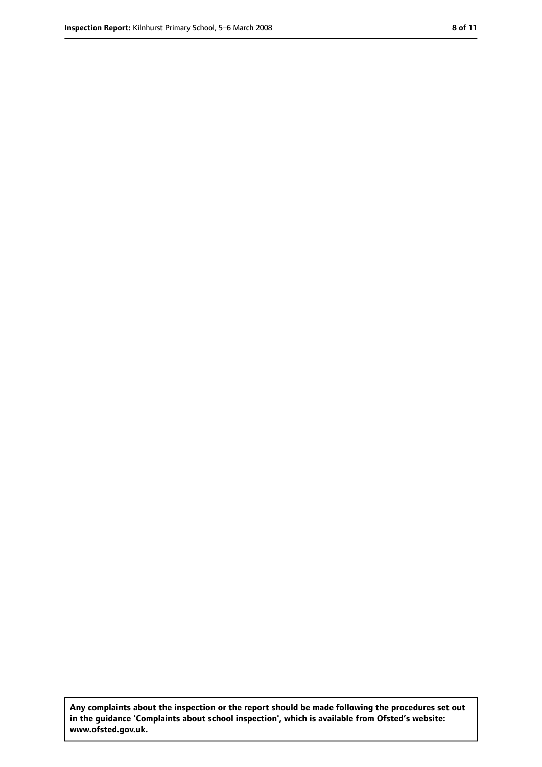**Any complaints about the inspection or the report should be made following the procedures set out in the guidance 'Complaints about school inspection', which is available from Ofsted's website: www.ofsted.gov.uk.**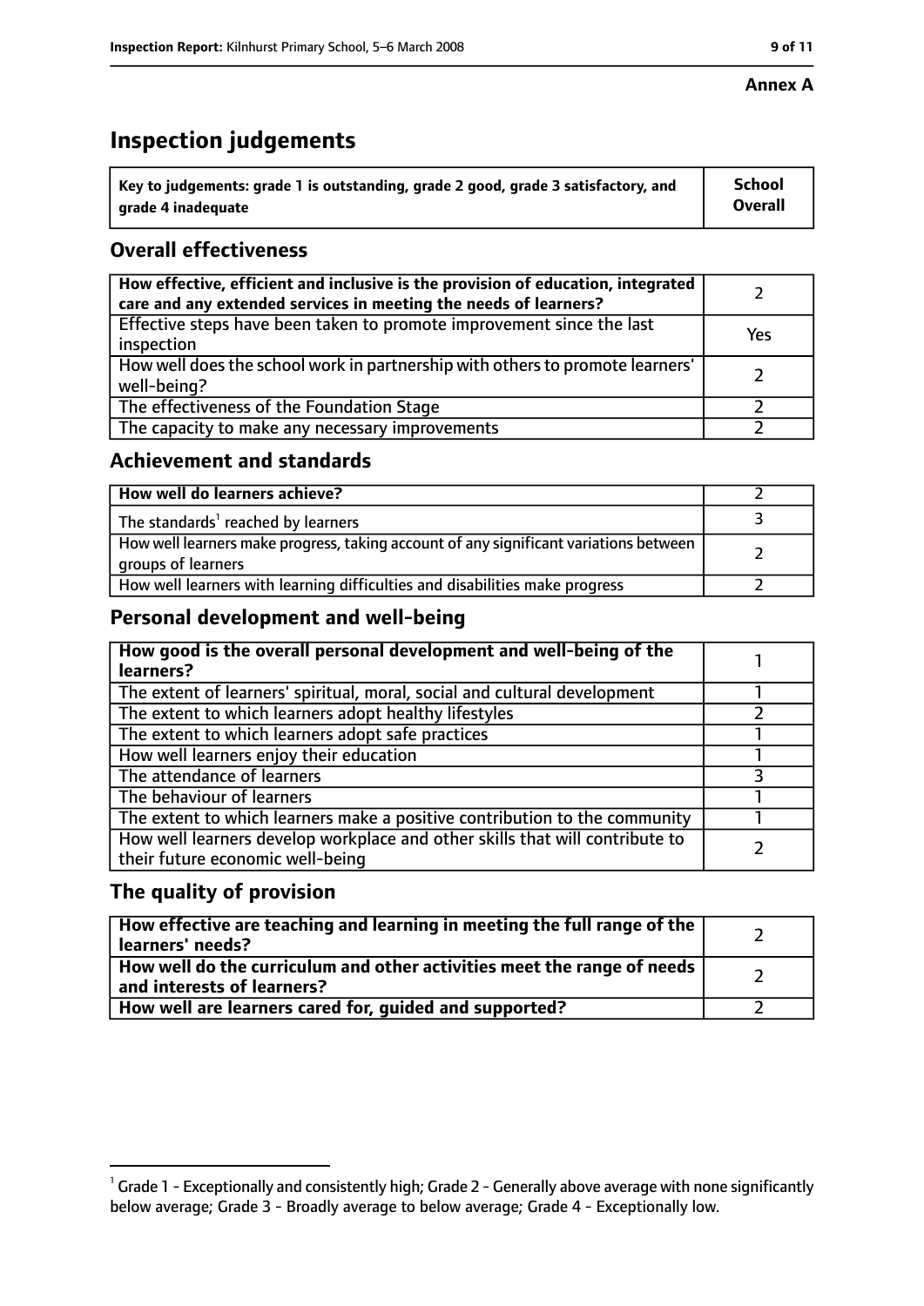**Annex A**

# Inspection judgements

| Key to judgements: grade 1 is outstanding, grade 2 good, grade 3 satisfactory, and grade 4 inadequate | School Overall |
|---|---|

## Overall effectiveness

| | |
|---|---|
| **How effective, efficient and inclusive is the provision of education, integrated care and any extended services in meeting the needs of learners?** | 2 |
| Effective steps have been taken to promote improvement since the last inspection | Yes |
| How well does the school work in partnership with others to promote learners' well-being? | 2 |
| The effectiveness of the Foundation Stage | 2 |
| The capacity to make any necessary improvements | 2 |

## Achievement and standards

| | |
|---|---|
| **How well do learners achieve?** | 2 |
| The standards[1] reached by learners | 3 |
| How well learners make progress, taking account of any significant variations between groups of learners | 2 |
| How well learners with learning difficulties and disabilities make progress | 2 |

## Personal development and well-being

| | |
|---|---|
| **How good is the overall personal development and well-being of the learners?** | 1 |
| The extent of learners' spiritual, moral, social and cultural development | 1 |
| The extent to which learners adopt healthy lifestyles | 2 |
| The extent to which learners adopt safe practices | 1 |
| How well learners enjoy their education | 1 |
| The attendance of learners | 3 |
| The behaviour of learners | 1 |
| The extent to which learners make a positive contribution to the community | 1 |
| How well learners develop workplace and other skills that will contribute to their future economic well-being | 2 |

## The quality of provision

| | |
|---|---|
| **How effective are teaching and learning in meeting the full range of the learners' needs?** | 2 |
| **How well do the curriculum and other activities meet the range of needs and interests of learners?** | 2 |
| **How well are learners cared for, guided and supported?** | 2 |

[1] Grade 1 - Exceptionally and consistently high; Grade 2 - Generally above average with none significantly below average; Grade 3 - Broadly average to below average; Grade 4 - Exceptionally low.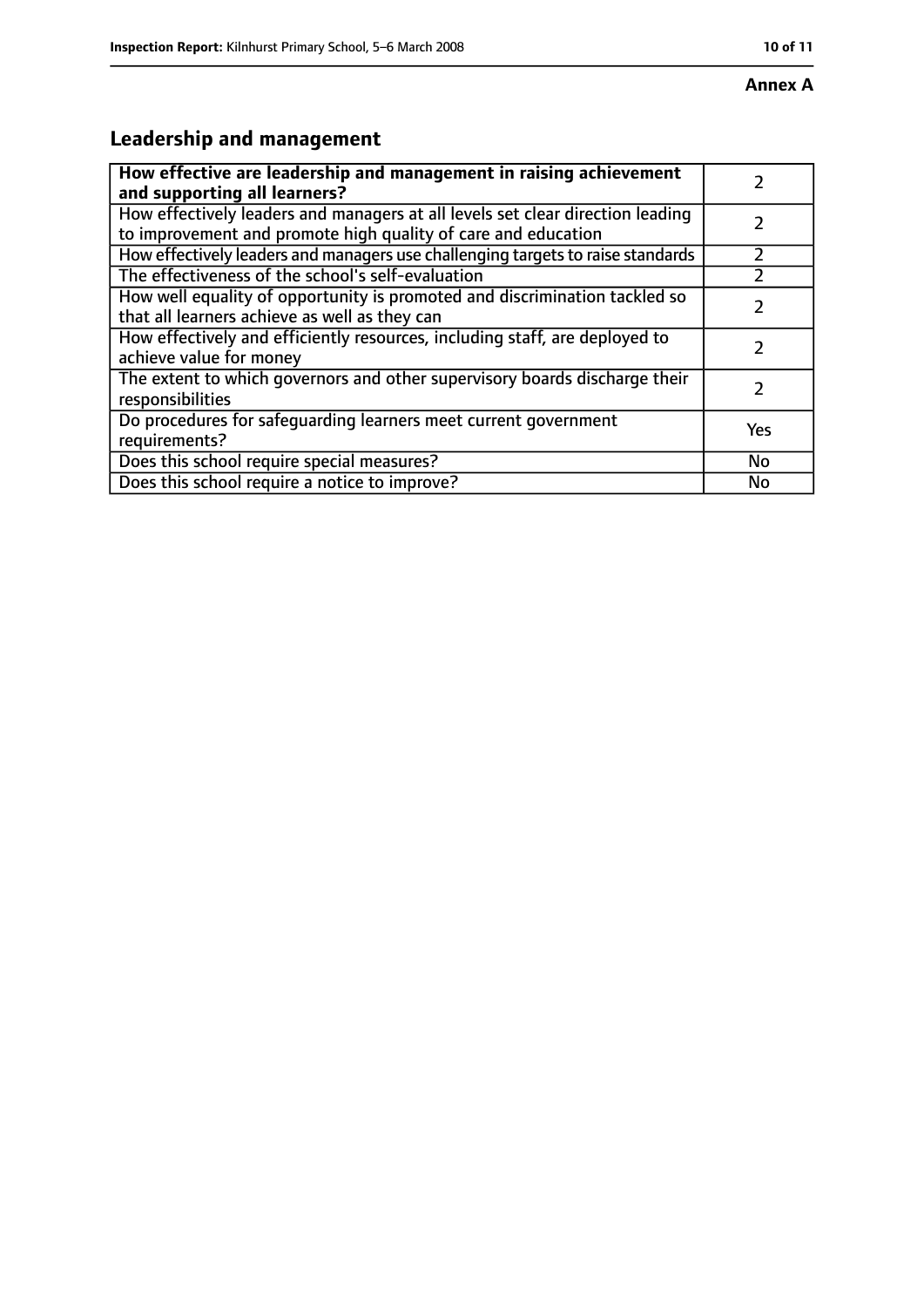**Annex A**

## Leadership and management

| **How effective are leadership and management in raising achievement and supporting all learners?** | 2 |
|---|---|
| How effectively leaders and managers at all levels set clear direction leading to improvement and promote high quality of care and education | 2 |
| How effectively leaders and managers use challenging targets to raise standards | 2 |
| The effectiveness of the school's self-evaluation | 2 |
| How well equality of opportunity is promoted and discrimination tackled so that all learners achieve as well as they can | 2 |
| How effectively and efficiently resources, including staff, are deployed to achieve value for money | 2 |
| The extent to which governors and other supervisory boards discharge their responsibilities | 2 |
| Do procedures for safeguarding learners meet current government requirements? | Yes |
| Does this school require special measures? | No |
| Does this school require a notice to improve? | No |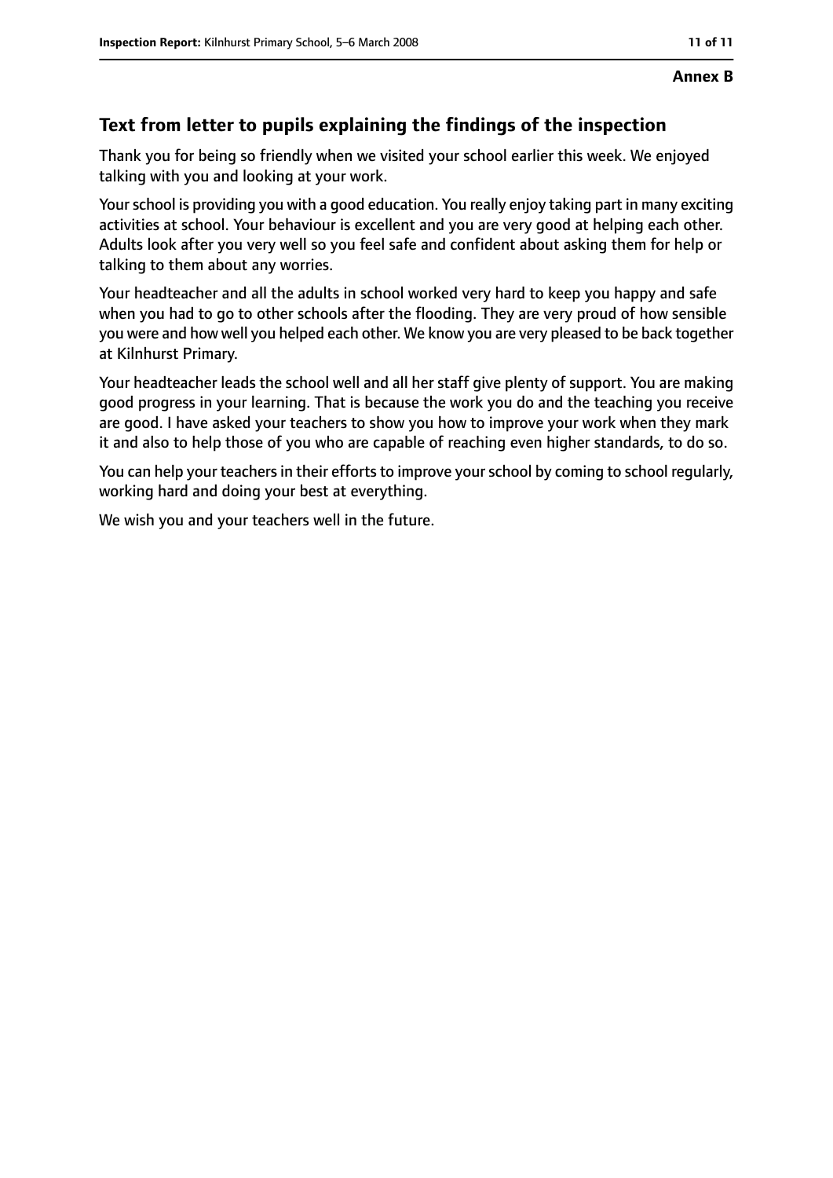**Annex B**

## Text from letter to pupils explaining the findings of the inspection

Thank you for being so friendly when we visited your school earlier this week. We enjoyed talking with you and looking at your work.

Your school is providing you with a good education. You really enjoy taking part in many exciting activities at school. Your behaviour is excellent and you are very good at helping each other. Adults look after you very well so you feel safe and confident about asking them for help or talking to them about any worries.

Your headteacher and all the adults in school worked very hard to keep you happy and safe when you had to go to other schools after the flooding. They are very proud of how sensible you were and how well you helped each other. We know you are very pleased to be back together at Kilnhurst Primary.

Your headteacher leads the school well and all her staff give plenty of support. You are making good progress in your learning. That is because the work you do and the teaching you receive are good. I have asked your teachers to show you how to improve your work when they mark it and also to help those of you who are capable of reaching even higher standards, to do so.

You can help your teachers in their efforts to improve your school by coming to school regularly, working hard and doing your best at everything.

We wish you and your teachers well in the future.